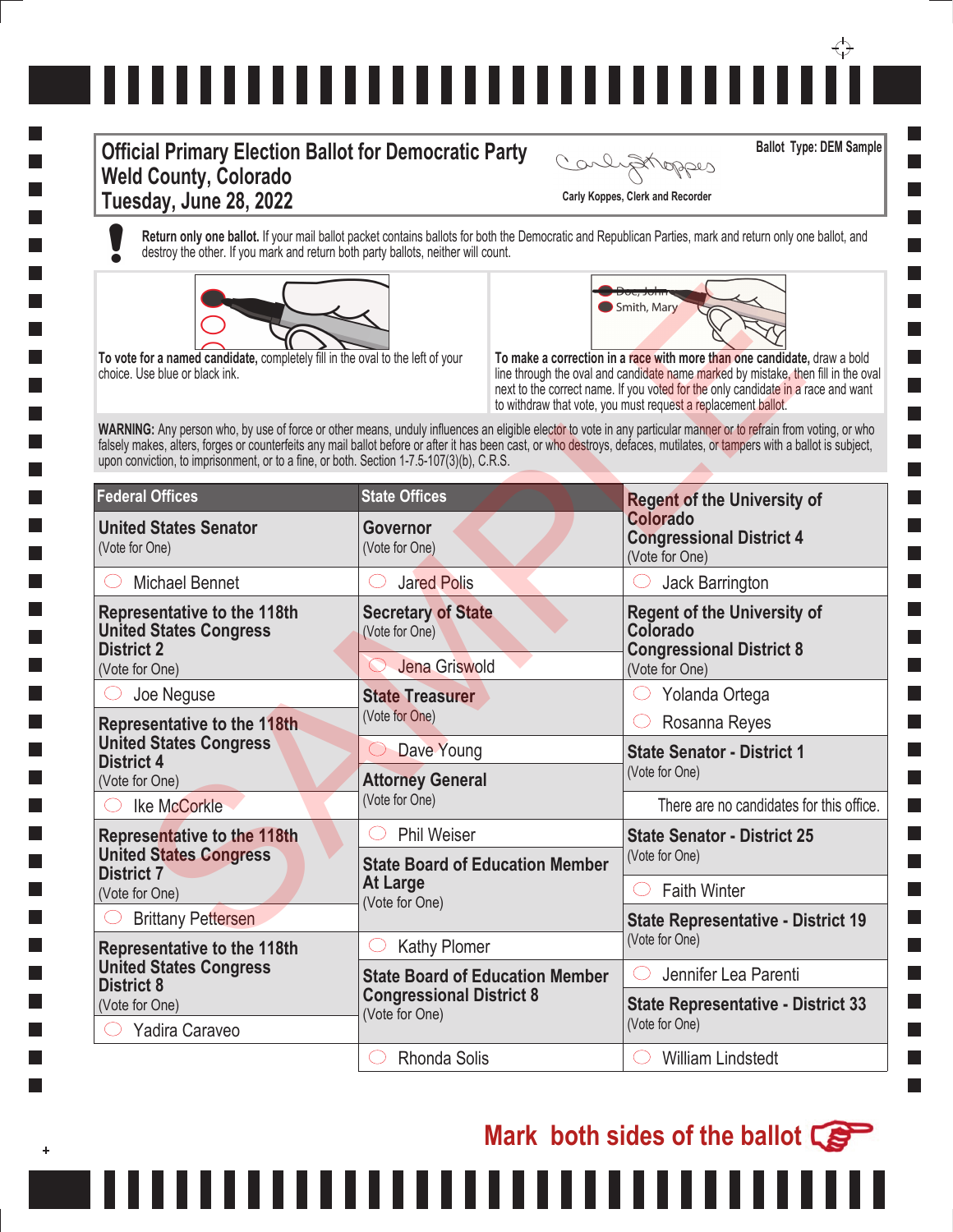# Official Primary Election Ballot for Democratic Party
## Weld County, Colorado
## Tuesday, June 28, 2022

Carly Koppes, Clerk and Recorder

Ballot Type: DEM Sample

**Return only one ballot.** If your mail ballot packet contains ballots for both the Democratic and Republican Parties, mark and return only one ballot, and destroy the other. If you mark and return both party ballots, neither will count.

**To vote for a named candidate,** completely fill in the oval to the left of your choice. Use blue or black ink.

**To make a correction in a race with more than one candidate,** draw a bold line through the oval and candidate name marked by mistake, then fill in the oval next to the correct name. If you voted for the only candidate in a race and want to withdraw that vote, you must request a replacement ballot.

**WARNING:** Any person who, by use of force or other means, unduly influences an eligible elector to vote in any particular manner or to refrain from voting, or who falsely makes, alters, forges or counterfeits any mail ballot before or after it has been cast, or who destroys, defaces, mutilates, or tampers with a ballot is subject, upon conviction, to imprisonment, or to a fine, or both. Section 1-7.5-107(3)(b), C.R.S.

SAMPLE

## Federal Offices

**United States Senator**
(Vote for One)

- ○ Michael Bennet

**Representative to the 118th United States Congress District 2**
(Vote for One)

- ○ Joe Neguse

**Representative to the 118th United States Congress District 4**
(Vote for One)

- ○ Ike McCorkle

**Representative to the 118th United States Congress District 7**
(Vote for One)

- ○ Brittany Pettersen

**Representative to the 118th United States Congress District 8**
(Vote for One)

- ○ Yadira Caraveo

## State Offices

**Governor**
(Vote for One)

- ○ Jared Polis

**Secretary of State**
(Vote for One)

- ○ Jena Griswold

**State Treasurer**
(Vote for One)

- ○ Dave Young

**Attorney General**
(Vote for One)

- ○ Phil Weiser

**State Board of Education Member At Large**
(Vote for One)

- ○ Kathy Plomer

**State Board of Education Member Congressional District 8**
(Vote for One)

- ○ Rhonda Solis

**Regent of the University of Colorado Congressional District 4**
(Vote for One)

- ○ Jack Barrington

**Regent of the University of Colorado Congressional District 8**
(Vote for One)

- ○ Yolanda Ortega
- ○ Rosanna Reyes

**State Senator - District 1**
(Vote for One)

There are no candidates for this office.

**State Senator - District 25**
(Vote for One)

- ○ Faith Winter

**State Representative - District 19**
(Vote for One)

- ○ Jennifer Lea Parenti

**State Representative - District 33**
(Vote for One)

- ○ William Lindstedt

**Mark both sides of the ballot**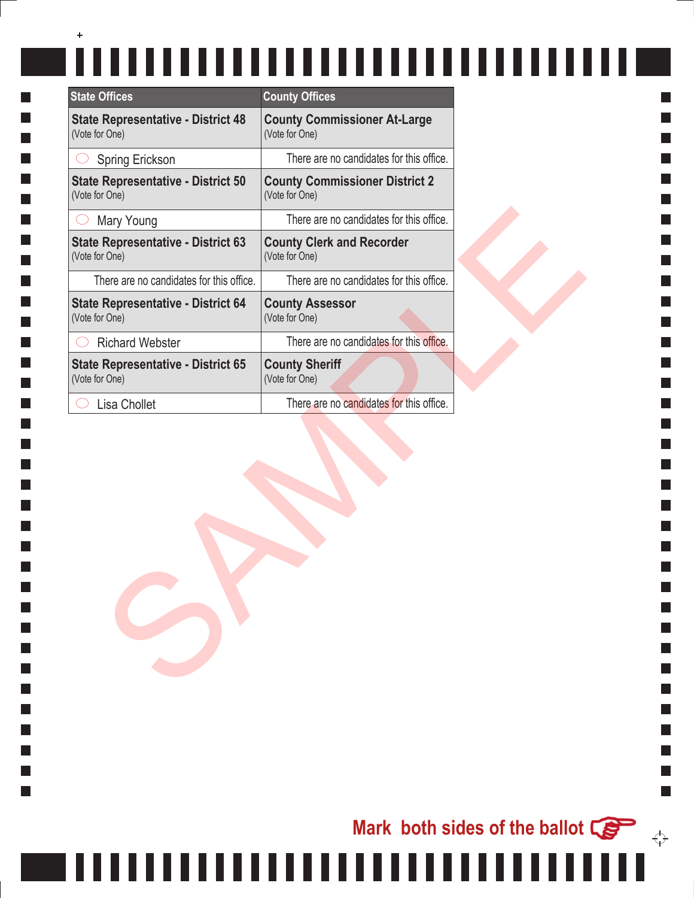| State Offices | County Offices |
|---|---|
| **State Representative - District 48** (Vote for One) | **County Commissioner At-Large** (Vote for One) |
| ◯ Spring Erickson | There are no candidates for this office. |
| **State Representative - District 50** (Vote for One) | **County Commissioner District 2** (Vote for One) |
| ◯ Mary Young | There are no candidates for this office. |
| **State Representative - District 63** (Vote for One) | **County Clerk and Recorder** (Vote for One) |
| There are no candidates for this office. | There are no candidates for this office. |
| **State Representative - District 64** (Vote for One) | **County Assessor** (Vote for One) |
| ◯ Richard Webster | There are no candidates for this office. |
| **State Representative - District 65** (Vote for One) | **County Sheriff** (Vote for One) |
| ◯ Lisa Chollet | There are no candidates for this office. |

SAMPLE

**Mark both sides of the ballot**